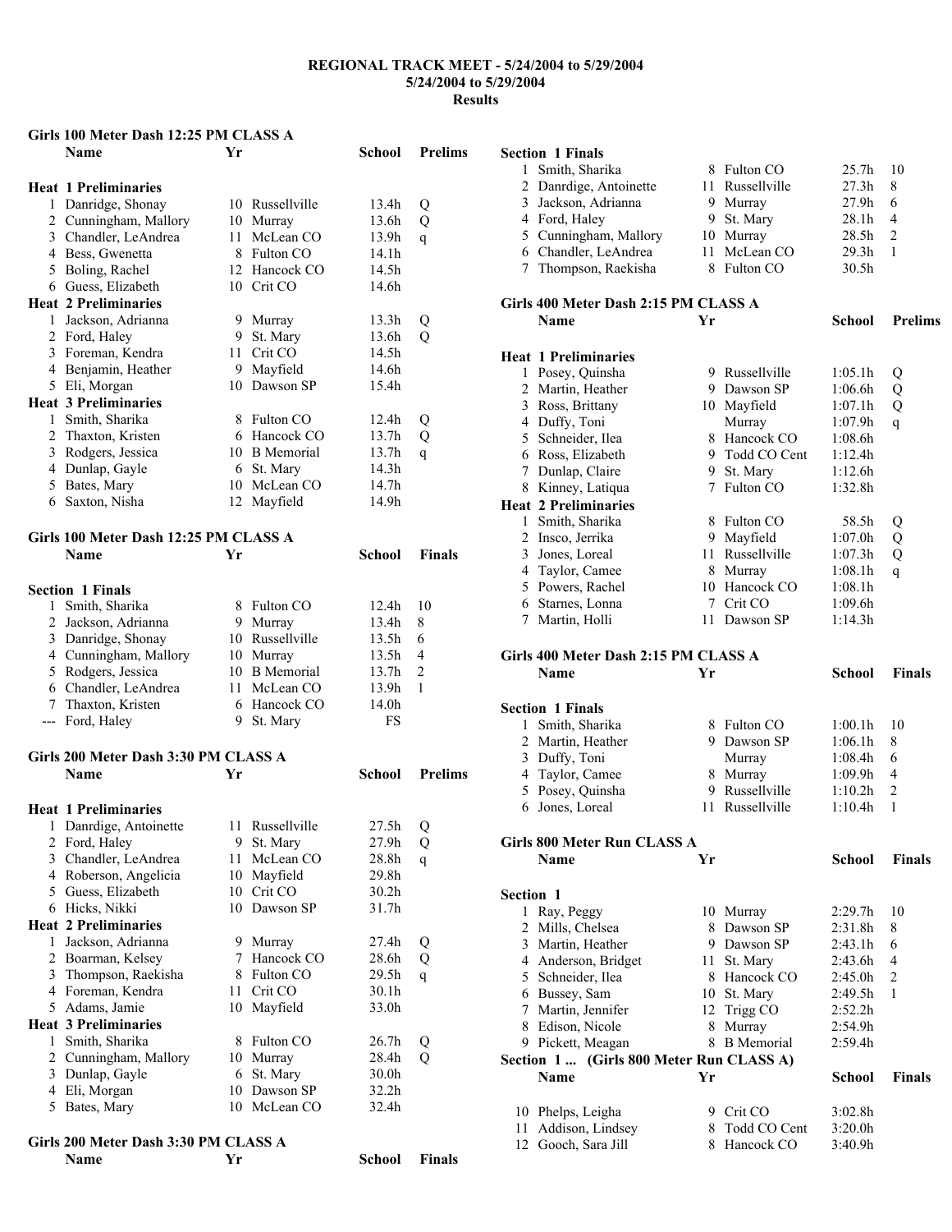# REGIONAL TRACK MEET - 5/24/2004 to 5/29/2004

**5/24/2004 to 5/29/2004**

**Results**

## Girls 100 Meter Dash 12:25 PM CLASS A

| | Name | Yr | School | Prelims | |
|---|---|---|---|---|---|
| **Heat 1 Preliminaries** | | | | | |
| 1 | Danridge, Shonay | 10 | Russellville | 13.4h | Q |
| 2 | Cunningham, Mallory | 10 | Murray | 13.6h | Q |
| 3 | Chandler, LeAndrea | 11 | McLean CO | 13.9h | q |
| 4 | Bess, Gwenetta | 8 | Fulton CO | 14.1h | |
| 5 | Boling, Rachel | 12 | Hancock CO | 14.5h | |
| 6 | Guess, Elizabeth | 10 | Crit CO | 14.6h | |
| **Heat 2 Preliminaries** | | | | | |
| 1 | Jackson, Adrianna | 9 | Murray | 13.3h | Q |
| 2 | Ford, Haley | 9 | St. Mary | 13.6h | Q |
| 3 | Foreman, Kendra | 11 | Crit CO | 14.5h | |
| 4 | Benjamin, Heather | 9 | Mayfield | 14.6h | |
| 5 | Eli, Morgan | 10 | Dawson SP | 15.4h | |
| **Heat 3 Preliminaries** | | | | | |
| 1 | Smith, Sharika | 8 | Fulton CO | 12.4h | Q |
| 2 | Thaxton, Kristen | 6 | Hancock CO | 13.7h | Q |
| 3 | Rodgers, Jessica | 10 | B Memorial | 13.7h | q |
| 4 | Dunlap, Gayle | 6 | St. Mary | 14.3h | |
| 5 | Bates, Mary | 10 | McLean CO | 14.7h | |
| 6 | Saxton, Nisha | 12 | Mayfield | 14.9h | |

## Girls 100 Meter Dash 12:25 PM CLASS A

| | Name | Yr | School | Finals | |
|---|---|---|---|---|---|
| **Section 1 Finals** | | | | | |
| 1 | Smith, Sharika | 8 | Fulton CO | 12.4h | 10 |
| 2 | Jackson, Adrianna | 9 | Murray | 13.4h | 8 |
| 3 | Danridge, Shonay | 10 | Russellville | 13.5h | 6 |
| 4 | Cunningham, Mallory | 10 | Murray | 13.5h | 4 |
| 5 | Rodgers, Jessica | 10 | B Memorial | 13.7h | 2 |
| 6 | Chandler, LeAndrea | 11 | McLean CO | 13.9h | 1 |
| 7 | Thaxton, Kristen | 6 | Hancock CO | 14.0h | |
| --- | Ford, Haley | 9 | St. Mary | FS | |

## Girls 200 Meter Dash 3:30 PM CLASS A

| | Name | Yr | School | Prelims | |
|---|---|---|---|---|---|
| **Heat 1 Preliminaries** | | | | | |
| 1 | Danrdige, Antoinette | 11 | Russellville | 27.5h | Q |
| 2 | Ford, Haley | 9 | St. Mary | 27.9h | Q |
| 3 | Chandler, LeAndrea | 11 | McLean CO | 28.8h | q |
| 4 | Roberson, Angelicia | 10 | Mayfield | 29.8h | |
| 5 | Guess, Elizabeth | 10 | Crit CO | 30.2h | |
| 6 | Hicks, Nikki | 10 | Dawson SP | 31.7h | |
| **Heat 2 Preliminaries** | | | | | |
| 1 | Jackson, Adrianna | 9 | Murray | 27.4h | Q |
| 2 | Boarman, Kelsey | 7 | Hancock CO | 28.6h | Q |
| 3 | Thompson, Raekisha | 8 | Fulton CO | 29.5h | q |
| 4 | Foreman, Kendra | 11 | Crit CO | 30.1h | |
| 5 | Adams, Jamie | 10 | Mayfield | 33.0h | |
| **Heat 3 Preliminaries** | | | | | |
| 1 | Smith, Sharika | 8 | Fulton CO | 26.7h | Q |
| 2 | Cunningham, Mallory | 10 | Murray | 28.4h | Q |
| 3 | Dunlap, Gayle | 6 | St. Mary | 30.0h | |
| 4 | Eli, Morgan | 10 | Dawson SP | 32.2h | |
| 5 | Bates, Mary | 10 | McLean CO | 32.4h | |

## Girls 200 Meter Dash 3:30 PM CLASS A

| | Name | Yr | School | Finals | |
|---|---|---|---|---|---|
| **Section 1 Finals** | | | | | |
| 1 | Smith, Sharika | 8 | Fulton CO | 25.7h | 10 |
| 2 | Danrdige, Antoinette | 11 | Russellville | 27.3h | 8 |
| 3 | Jackson, Adrianna | 9 | Murray | 27.9h | 6 |
| 4 | Ford, Haley | 9 | St. Mary | 28.1h | 4 |
| 5 | Cunningham, Mallory | 10 | Murray | 28.5h | 2 |
| 6 | Chandler, LeAndrea | 11 | McLean CO | 29.3h | 1 |
| 7 | Thompson, Raekisha | 8 | Fulton CO | 30.5h | |

## Girls 400 Meter Dash 2:15 PM CLASS A

| | Name | Yr | School | Prelims | |
|---|---|---|---|---|---|
| **Heat 1 Preliminaries** | | | | | |
| 1 | Posey, Quinsha | 9 | Russellville | 1:05.1h | Q |
| 2 | Martin, Heather | 9 | Dawson SP | 1:06.6h | Q |
| 3 | Ross, Brittany | 10 | Mayfield | 1:07.1h | Q |
| 4 | Duffy, Toni | | Murray | 1:07.9h | q |
| 5 | Schneider, Ilea | 8 | Hancock CO | 1:08.6h | |
| 6 | Ross, Elizabeth | 9 | Todd CO Cent | 1:12.4h | |
| 7 | Dunlap, Claire | 9 | St. Mary | 1:12.6h | |
| 8 | Kinney, Latiqua | 7 | Fulton CO | 1:32.8h | |
| **Heat 2 Preliminaries** | | | | | |
| 1 | Smith, Sharika | 8 | Fulton CO | 58.5h | Q |
| 2 | Insco, Jerrika | 9 | Mayfield | 1:07.0h | Q |
| 3 | Jones, Loreal | 11 | Russellville | 1:07.3h | Q |
| 4 | Taylor, Camee | 8 | Murray | 1:08.1h | q |
| 5 | Powers, Rachel | 10 | Hancock CO | 1:08.1h | |
| 6 | Starnes, Lonna | 7 | Crit CO | 1:09.6h | |
| 7 | Martin, Holli | 11 | Dawson SP | 1:14.3h | |

## Girls 400 Meter Dash 2:15 PM CLASS A

| | Name | Yr | School | Finals | |
|---|---|---|---|---|---|
| **Section 1 Finals** | | | | | |
| 1 | Smith, Sharika | 8 | Fulton CO | 1:00.1h | 10 |
| 2 | Martin, Heather | 9 | Dawson SP | 1:06.1h | 8 |
| 3 | Duffy, Toni | | Murray | 1:08.4h | 6 |
| 4 | Taylor, Camee | 8 | Murray | 1:09.9h | 4 |
| 5 | Posey, Quinsha | 9 | Russellville | 1:10.2h | 2 |
| 6 | Jones, Loreal | 11 | Russellville | 1:10.4h | 1 |

## Girls 800 Meter Run CLASS A

| | Name | Yr | School | Finals | |
|---|---|---|---|---|---|
| **Section 1** | | | | | |
| 1 | Ray, Peggy | 10 | Murray | 2:29.7h | 10 |
| 2 | Mills, Chelsea | 8 | Dawson SP | 2:31.8h | 8 |
| 3 | Martin, Heather | 9 | Dawson SP | 2:43.1h | 6 |
| 4 | Anderson, Bridget | 11 | St. Mary | 2:43.6h | 4 |
| 5 | Schneider, Ilea | 8 | Hancock CO | 2:45.0h | 2 |
| 6 | Bussey, Sam | 10 | St. Mary | 2:49.5h | 1 |
| 7 | Martin, Jennifer | 12 | Trigg CO | 2:52.2h | |
| 8 | Edison, Nicole | 8 | Murray | 2:54.9h | |
| 9 | Pickett, Meagan | 8 | B Memorial | 2:59.4h | |
| **Section 1 ... (Girls 800 Meter Run CLASS A)** | | | | | |
| 10 | Phelps, Leigha | 9 | Crit CO | 3:02.8h | |
| 11 | Addison, Lindsey | 8 | Todd CO Cent | 3:20.0h | |
| 12 | Gooch, Sara Jill | 8 | Hancock CO | 3:40.9h | |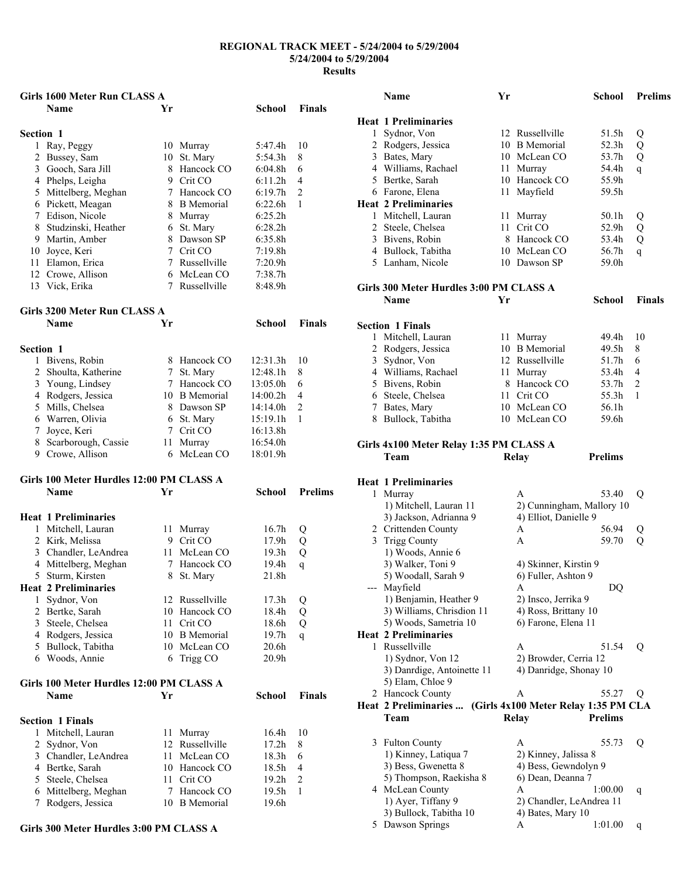# REGIONAL TRACK MEET - 5/24/2004 to 5/29/2004

5/24/2004 to 5/29/2004

Results

## Girls 1600 Meter Run CLASS A

| | Name | Yr | School | Finals | |
|---|---|---|---|---|---|
| **Section 1** | | | | | |
| 1 | Ray, Peggy | 10 | Murray | 5:47.4h | 10 |
| 2 | Bussey, Sam | 10 | St. Mary | 5:54.3h | 8 |
| 3 | Gooch, Sara Jill | 8 | Hancock CO | 6:04.8h | 6 |
| 4 | Phelps, Leigha | 9 | Crit CO | 6:11.2h | 4 |
| 5 | Mittelberg, Meghan | 7 | Hancock CO | 6:19.7h | 2 |
| 6 | Pickett, Meagan | 8 | B Memorial | 6:22.6h | 1 |
| 7 | Edison, Nicole | 8 | Murray | 6:25.2h | |
| 8 | Studzinski, Heather | 6 | St. Mary | 6:28.2h | |
| 9 | Martin, Amber | 8 | Dawson SP | 6:35.8h | |
| 10 | Joyce, Keri | 7 | Crit CO | 7:19.8h | |
| 11 | Elamon, Erica | 7 | Russellville | 7:20.9h | |
| 12 | Crowe, Allison | 6 | McLean CO | 7:38.7h | |
| 13 | Vick, Erika | 7 | Russellville | 8:48.9h | |

## Girls 3200 Meter Run CLASS A

| | Name | Yr | School | Finals | |
|---|---|---|---|---|---|
| **Section 1** | | | | | |
| 1 | Bivens, Robin | 8 | Hancock CO | 12:31.3h | 10 |
| 2 | Shoulta, Katherine | 7 | St. Mary | 12:48.1h | 8 |
| 3 | Young, Lindsey | 7 | Hancock CO | 13:05.0h | 6 |
| 4 | Rodgers, Jessica | 10 | B Memorial | 14:00.2h | 4 |
| 5 | Mills, Chelsea | 8 | Dawson SP | 14:14.0h | 2 |
| 6 | Warren, Olivia | 6 | St. Mary | 15:19.1h | 1 |
| 7 | Joyce, Keri | 7 | Crit CO | 16:13.8h | |
| 8 | Scarborough, Cassie | 11 | Murray | 16:54.0h | |
| 9 | Crowe, Allison | 6 | McLean CO | 18:01.9h | |

## Girls 100 Meter Hurdles 12:00 PM CLASS A

| | Name | Yr | School | Prelims | |
|---|---|---|---|---|---|
| **Heat 1 Preliminaries** | | | | | |
| 1 | Mitchell, Lauran | 11 | Murray | 16.7h | Q |
| 2 | Kirk, Melissa | 9 | Crit CO | 17.9h | Q |
| 3 | Chandler, LeAndrea | 11 | McLean CO | 19.3h | Q |
| 4 | Mittelberg, Meghan | 7 | Hancock CO | 19.4h | q |
| 5 | Sturm, Kirsten | 8 | St. Mary | 21.8h | |
| **Heat 2 Preliminaries** | | | | | |
| 1 | Sydnor, Von | 12 | Russellville | 17.3h | Q |
| 2 | Bertke, Sarah | 10 | Hancock CO | 18.4h | Q |
| 3 | Steele, Chelsea | 11 | Crit CO | 18.6h | Q |
| 4 | Rodgers, Jessica | 10 | B Memorial | 19.7h | q |
| 5 | Bullock, Tabitha | 10 | McLean CO | 20.6h | |
| 6 | Woods, Annie | 6 | Trigg CO | 20.9h | |

## Girls 100 Meter Hurdles 12:00 PM CLASS A

| | Name | Yr | School | Finals | |
|---|---|---|---|---|---|
| **Section 1 Finals** | | | | | |
| 1 | Mitchell, Lauran | 11 | Murray | 16.4h | 10 |
| 2 | Sydnor, Von | 12 | Russellville | 17.2h | 8 |
| 3 | Chandler, LeAndrea | 11 | McLean CO | 18.3h | 6 |
| 4 | Bertke, Sarah | 10 | Hancock CO | 18.5h | 4 |
| 5 | Steele, Chelsea | 11 | Crit CO | 19.2h | 2 |
| 6 | Mittelberg, Meghan | 7 | Hancock CO | 19.5h | 1 |
| 7 | Rodgers, Jessica | 10 | B Memorial | 19.6h | |

## Girls 300 Meter Hurdles 3:00 PM CLASS A

| | Name | Yr | School | Prelims | |
|---|---|---|---|---|---|
| **Heat 1 Preliminaries** | | | | | |
| 1 | Sydnor, Von | 12 | Russellville | 51.5h | Q |
| 2 | Rodgers, Jessica | 10 | B Memorial | 52.3h | Q |
| 3 | Bates, Mary | 10 | McLean CO | 53.7h | Q |
| 4 | Williams, Rachael | 11 | Murray | 54.4h | q |
| 5 | Bertke, Sarah | 10 | Hancock CO | 55.9h | |
| 6 | Farone, Elena | 11 | Mayfield | 59.5h | |
| **Heat 2 Preliminaries** | | | | | |
| 1 | Mitchell, Lauran | 11 | Murray | 50.1h | Q |
| 2 | Steele, Chelsea | 11 | Crit CO | 52.9h | Q |
| 3 | Bivens, Robin | 8 | Hancock CO | 53.4h | Q |
| 4 | Bullock, Tabitha | 10 | McLean CO | 56.7h | q |
| 5 | Lanham, Nicole | 10 | Dawson SP | 59.0h | |

## Girls 300 Meter Hurdles 3:00 PM CLASS A

| | Name | Yr | School | Finals | |
|---|---|---|---|---|---|
| **Section 1 Finals** | | | | | |
| 1 | Mitchell, Lauran | 11 | Murray | 49.4h | 10 |
| 2 | Rodgers, Jessica | 10 | B Memorial | 49.5h | 8 |
| 3 | Sydnor, Von | 12 | Russellville | 51.7h | 6 |
| 4 | Williams, Rachael | 11 | Murray | 53.4h | 4 |
| 5 | Bivens, Robin | 8 | Hancock CO | 53.7h | 2 |
| 6 | Steele, Chelsea | 11 | Crit CO | 55.3h | 1 |
| 7 | Bates, Mary | 10 | McLean CO | 56.1h | |
| 8 | Bullock, Tabitha | 10 | McLean CO | 59.6h | |

## Girls 4x100 Meter Relay 1:35 PM CLASS A

| | Team | Relay | Prelims | |
|---|---|---|---|---|
| **Heat 1 Preliminaries** | | | | |
| 1 | Murray | A | 53.40 | Q |
| | 1) Mitchell, Lauran 11 | 2) Cunningham, Mallory 10 | | |
| | 3) Jackson, Adrianna 9 | 4) Elliot, Danielle 9 | | |
| 2 | Crittenden County | A | 56.94 | Q |
| 3 | Trigg County | A | 59.70 | Q |
| | 1) Woods, Annie 6 | | | |
| | 3) Walker, Toni 9 | 4) Skinner, Kirstin 9 | | |
| | 5) Woodall, Sarah 9 | 6) Fuller, Ashton 9 | | |
| --- | Mayfield | A | DQ | |
| | 1) Benjamin, Heather 9 | 2) Insco, Jerrika 9 | | |
| | 3) Williams, Chrisdion 11 | 4) Ross, Brittany 10 | | |
| | 5) Woods, Sametria 10 | 6) Farone, Elena 11 | | |
| **Heat 2 Preliminaries** | | | | |
| 1 | Russellville | A | 51.54 | Q |
| | 1) Sydnor, Von 12 | 2) Browder, Cerria 12 | | |
| | 3) Danrdige, Antoinette 11 | 4) Danridge, Shonay 10 | | |
| | 5) Elam, Chloe 9 | | | |
| 2 | Hancock County | A | 55.27 | Q |

Heat 2 Preliminaries ... (Girls 4x100 Meter Relay 1:35 PM CLA

| | Team | Relay | Prelims | |
|---|---|---|---|---|
| 3 | Fulton County | A | 55.73 | Q |
| | 1) Kinney, Latiqua 7 | 2) Kinney, Jalissa 8 | | |
| | 3) Bess, Gwenetta 8 | 4) Bess, Gewndolyn 9 | | |
| | 5) Thompson, Raekisha 8 | 6) Dean, Deanna 7 | | |
| 4 | McLean County | A | 1:00.00 | q |
| | 1) Ayer, Tiffany 9 | 2) Chandler, LeAndrea 11 | | |
| | 3) Bullock, Tabitha 10 | 4) Bates, Mary 10 | | |
| 5 | Dawson Springs | A | 1:01.00 | q |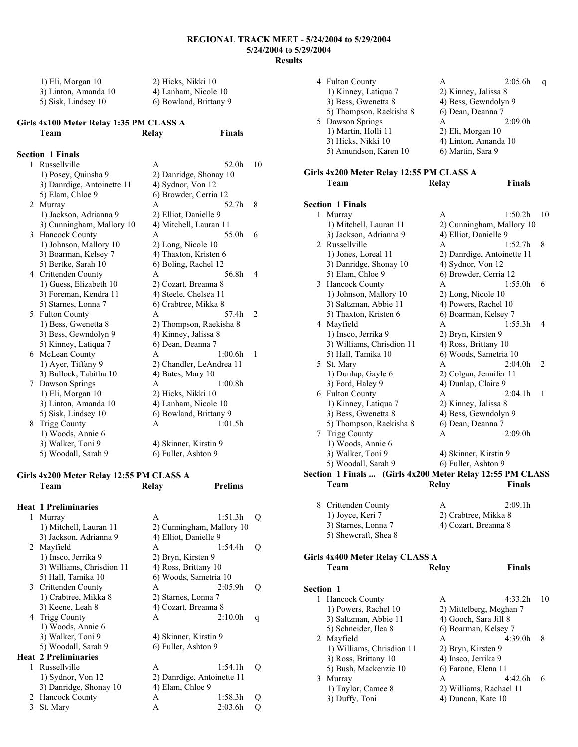# REGIONAL TRACK MEET - 5/24/2004 to 5/29/2004
## 5/24/2004 to 5/29/2004
## Results

1) Eli, Morgan 10 — 2) Hicks, Nikki 10
3) Linton, Amanda 10 — 4) Lanham, Nicole 10
5) Sisk, Lindsey 10 — 6) Bowland, Brittany 9

### Girls 4x100 Meter Relay 1:35 PM CLASS A

| | Team | Relay | Finals | |
|---|---|---|---|---|
| **Section 1 Finals** | | | | |
| 1 | Russellville | A | 52.0h | 10 |
| | 1) Posey, Quinsha 9 | 2) Danridge, Shonay 10 | | |
| | 3) Danrdige, Antoinette 11 | 4) Sydnor, Von 12 | | |
| | 5) Elam, Chloe 9 | 6) Browder, Cerria 12 | | |
| 2 | Murray | A | 52.7h | 8 |
| | 1) Jackson, Adrianna 9 | 2) Elliot, Danielle 9 | | |
| | 3) Cunningham, Mallory 10 | 4) Mitchell, Lauran 11 | | |
| 3 | Hancock County | A | 55.0h | 6 |
| | 1) Johnson, Mallory 10 | 2) Long, Nicole 10 | | |
| | 3) Boarman, Kelsey 7 | 4) Thaxton, Kristen 6 | | |
| | 5) Bertke, Sarah 10 | 6) Boling, Rachel 12 | | |
| 4 | Crittenden County | A | 56.8h | 4 |
| | 1) Guess, Elizabeth 10 | 2) Cozart, Breanna 8 | | |
| | 3) Foreman, Kendra 11 | 4) Steele, Chelsea 11 | | |
| | 5) Starnes, Lonna 7 | 6) Crabtree, Mikka 8 | | |
| 5 | Fulton County | A | 57.4h | 2 |
| | 1) Bess, Gwenetta 8 | 2) Thompson, Raekisha 8 | | |
| | 3) Bess, Gewndolyn 9 | 4) Kinney, Jalissa 8 | | |
| | 5) Kinney, Latiqua 7 | 6) Dean, Deanna 7 | | |
| 6 | McLean County | A | 1:00.6h | 1 |
| | 1) Ayer, Tiffany 9 | 2) Chandler, LeAndrea 11 | | |
| | 3) Bullock, Tabitha 10 | 4) Bates, Mary 10 | | |
| 7 | Dawson Springs | A | 1:00.8h | |
| | 1) Eli, Morgan 10 | 2) Hicks, Nikki 10 | | |
| | 3) Linton, Amanda 10 | 4) Lanham, Nicole 10 | | |
| | 5) Sisk, Lindsey 10 | 6) Bowland, Brittany 9 | | |
| 8 | Trigg County | A | 1:01.5h | |
| | 1) Woods, Annie 6 | | | |
| | 3) Walker, Toni 9 | 4) Skinner, Kirstin 9 | | |
| | 5) Woodall, Sarah 9 | 6) Fuller, Ashton 9 | | |

### Girls 4x200 Meter Relay 12:55 PM CLASS A

| | Team | Relay | Prelims | |
|---|---|---|---|---|
| **Heat 1 Preliminaries** | | | | |
| 1 | Murray | A | 1:51.3h | Q |
| | 1) Mitchell, Lauran 11 | 2) Cunningham, Mallory 10 | | |
| | 3) Jackson, Adrianna 9 | 4) Elliot, Danielle 9 | | |
| 2 | Mayfield | A | 1:54.4h | Q |
| | 1) Insco, Jerrika 9 | 2) Bryn, Kirsten 9 | | |
| | 3) Williams, Chrisdion 11 | 4) Ross, Brittany 10 | | |
| | 5) Hall, Tamika 10 | 6) Woods, Sametria 10 | | |
| 3 | Crittenden County | A | 2:05.9h | Q |
| | 1) Crabtree, Mikka 8 | 2) Starnes, Lonna 7 | | |
| | 3) Keene, Leah 8 | 4) Cozart, Breanna 8 | | |
| 4 | Trigg County | A | 2:10.0h | q |
| | 1) Woods, Annie 6 | | | |
| | 3) Walker, Toni 9 | 4) Skinner, Kirstin 9 | | |
| | 5) Woodall, Sarah 9 | 6) Fuller, Ashton 9 | | |
| **Heat 2 Preliminaries** | | | | |
| 1 | Russellville | A | 1:54.1h | Q |
| | 1) Sydnor, Von 12 | 2) Danrdige, Antoinette 11 | | |
| | 3) Danridge, Shonay 10 | 4) Elam, Chloe 9 | | |
| 2 | Hancock County | A | 1:58.3h | Q |
| 3 | St. Mary | A | 2:03.6h | Q |
| 4 | Fulton County | A | 2:05.6h | q |
| | 1) Kinney, Latiqua 7 | 2) Kinney, Jalissa 8 | | |
| | 3) Bess, Gwenetta 8 | 4) Bess, Gewndolyn 9 | | |
| | 5) Thompson, Raekisha 8 | 6) Dean, Deanna 7 | | |
| 5 | Dawson Springs | A | 2:09.0h | |
| | 1) Martin, Holli 11 | 2) Eli, Morgan 10 | | |
| | 3) Hicks, Nikki 10 | 4) Linton, Amanda 10 | | |
| | 5) Amundson, Karen 10 | 6) Martin, Sara 9 | | |

### Girls 4x200 Meter Relay 12:55 PM CLASS A

| | Team | Relay | Finals | |
|---|---|---|---|---|
| **Section 1 Finals** | | | | |
| 1 | Murray | A | 1:50.2h | 10 |
| | 1) Mitchell, Lauran 11 | 2) Cunningham, Mallory 10 | | |
| | 3) Jackson, Adrianna 9 | 4) Elliot, Danielle 9 | | |
| 2 | Russellville | A | 1:52.7h | 8 |
| | 1) Jones, Loreal 11 | 2) Danrdige, Antoinette 11 | | |
| | 3) Danridge, Shonay 10 | 4) Sydnor, Von 12 | | |
| | 5) Elam, Chloe 9 | 6) Browder, Cerria 12 | | |
| 3 | Hancock County | A | 1:55.0h | 6 |
| | 1) Johnson, Mallory 10 | 2) Long, Nicole 10 | | |
| | 3) Saltzman, Abbie 11 | 4) Powers, Rachel 10 | | |
| | 5) Thaxton, Kristen 6 | 6) Boarman, Kelsey 7 | | |
| 4 | Mayfield | A | 1:55.3h | 4 |
| | 1) Insco, Jerrika 9 | 2) Bryn, Kirsten 9 | | |
| | 3) Williams, Chrisdion 11 | 4) Ross, Brittany 10 | | |
| | 5) Hall, Tamika 10 | 6) Woods, Sametria 10 | | |
| 5 | St. Mary | A | 2:04.0h | 2 |
| | 1) Dunlap, Gayle 6 | 2) Colgan, Jennifer 11 | | |
| | 3) Ford, Haley 9 | 4) Dunlap, Claire 9 | | |
| 6 | Fulton County | A | 2:04.1h | 1 |
| | 1) Kinney, Latiqua 7 | 2) Kinney, Jalissa 8 | | |
| | 3) Bess, Gwenetta 8 | 4) Bess, Gewndolyn 9 | | |
| | 5) Thompson, Raekisha 8 | 6) Dean, Deanna 7 | | |
| 7 | Trigg County | A | 2:09.0h | |
| | 1) Woods, Annie 6 | | | |
| | 3) Walker, Toni 9 | 4) Skinner, Kirstin 9 | | |
| | 5) Woodall, Sarah 9 | 6) Fuller, Ashton 9 | | |
| 8 | Crittenden County | A | 2:09.1h | |
| | 1) Joyce, Keri 7 | 2) Crabtree, Mikka 8 | | |
| | 3) Starnes, Lonna 7 | 4) Cozart, Breanna 8 | | |
| | 5) Shewcraft, Shea 8 | | | |

### Girls 4x400 Meter Relay CLASS A

| | Team | Relay | Finals | |
|---|---|---|---|---|
| **Section 1** | | | | |
| 1 | Hancock County | A | 4:33.2h | 10 |
| | 1) Powers, Rachel 10 | 2) Mittelberg, Meghan 7 | | |
| | 3) Saltzman, Abbie 11 | 4) Gooch, Sara Jill 8 | | |
| | 5) Schneider, Ilea 8 | 6) Boarman, Kelsey 7 | | |
| 2 | Mayfield | A | 4:39.0h | 8 |
| | 1) Williams, Chrisdion 11 | 2) Bryn, Kirsten 9 | | |
| | 3) Ross, Brittany 10 | 4) Insco, Jerrika 9 | | |
| | 5) Bush, Mackenzie 10 | 6) Farone, Elena 11 | | |
| 3 | Murray | A | 4:42.6h | 6 |
| | 1) Taylor, Camee 8 | 2) Williams, Rachael 11 | | |
| | 3) Duffy, Toni | 4) Duncan, Kate 10 | | |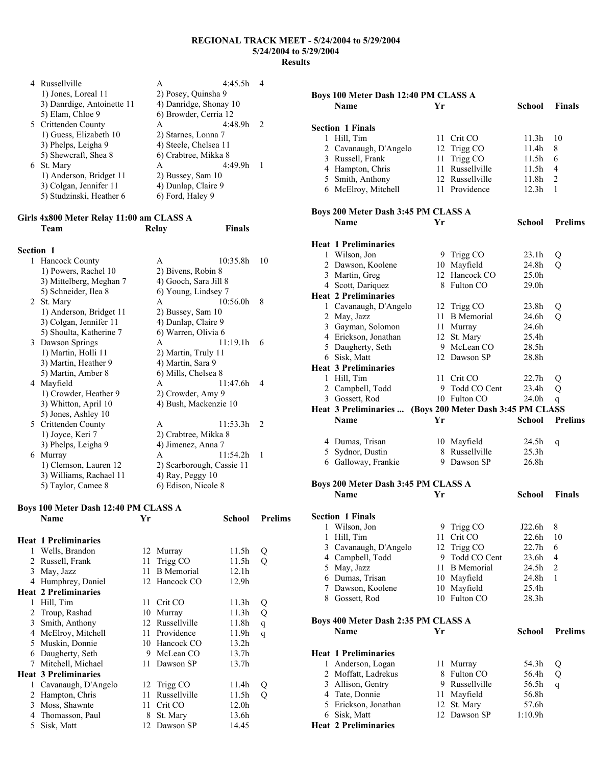# REGIONAL TRACK MEET - 5/24/2004 to 5/29/2004

**5/24/2004 to 5/29/2004**

**Results**

| Place | Team | Relay | Finals | Points |
|---|---|---|---|---|
| 4 | Russellville | A | 4:45.5h | 4 |
| | 1) Jones, Loreal 11 | 2) Posey, Quinsha 9 | | |
| | 3) Danrdige, Antoinette 11 | 4) Danridge, Shonay 10 | | |
| | 5) Elam, Chloe 9 | 6) Browder, Cerria 12 | | |
| 5 | Crittenden County | A | 4:48.9h | 2 |
| | 1) Guess, Elizabeth 10 | 2) Starnes, Lonna 7 | | |
| | 3) Phelps, Leigha 9 | 4) Steele, Chelsea 11 | | |
| | 5) Shewcraft, Shea 8 | 6) Crabtree, Mikka 8 | | |
| 6 | St. Mary | A | 4:49.9h | 1 |
| | 1) Anderson, Bridget 11 | 2) Bussey, Sam 10 | | |
| | 3) Colgan, Jennifer 11 | 4) Dunlap, Claire 9 | | |
| | 5) Studzinski, Heather 6 | 6) Ford, Haley 9 | | |

## Girls 4x800 Meter Relay 11:00 am CLASS A

**Section 1**

| Place | Team | Relay | Finals | Points |
|---|---|---|---|---|
| 1 | Hancock County | A | 10:35.8h | 10 |
| | 1) Powers, Rachel 10 | 2) Bivens, Robin 8 | | |
| | 3) Mittelberg, Meghan 7 | 4) Gooch, Sara Jill 8 | | |
| | 5) Schneider, Ilea 8 | 6) Young, Lindsey 7 | | |
| 2 | St. Mary | A | 10:56.0h | 8 |
| | 1) Anderson, Bridget 11 | 2) Bussey, Sam 10 | | |
| | 3) Colgan, Jennifer 11 | 4) Dunlap, Claire 9 | | |
| | 5) Shoulta, Katherine 7 | 6) Warren, Olivia 6 | | |
| 3 | Dawson Springs | A | 11:19.1h | 6 |
| | 1) Martin, Holli 11 | 2) Martin, Truly 11 | | |
| | 3) Martin, Heather 9 | 4) Martin, Sara 9 | | |
| | 5) Martin, Amber 8 | 6) Mills, Chelsea 8 | | |
| 4 | Mayfield | A | 11:47.6h | 4 |
| | 1) Crowder, Heather 9 | 2) Crowder, Amy 9 | | |
| | 3) Whitton, April 10 | 4) Bush, Mackenzie 10 | | |
| | 5) Jones, Ashley 10 | | | |
| 5 | Crittenden County | A | 11:53.3h | 2 |
| | 1) Joyce, Keri 7 | 2) Crabtree, Mikka 8 | | |
| | 3) Phelps, Leigha 9 | 4) Jimenez, Anna 7 | | |
| 6 | Murray | A | 11:54.2h | 1 |
| | 1) Clemson, Lauren 12 | 2) Scarborough, Cassie 11 | | |
| | 3) Williams, Rachael 11 | 4) Ray, Peggy 10 | | |
| | 5) Taylor, Camee 8 | 6) Edison, Nicole 8 | | |

## Boys 100 Meter Dash 12:40 PM CLASS A

| Place | Name | Yr | School | Prelims | |
|---|---|---|---|---|---|
| **Heat 1 Preliminaries** | | | | | |
| 1 | Wells, Brandon | 12 | Murray | 11.5h | Q |
| 2 | Russell, Frank | 11 | Trigg CO | 11.5h | Q |
| 3 | May, Jazz | 11 | B Memorial | 12.1h | |
| 4 | Humphrey, Daniel | 12 | Hancock CO | 12.9h | |
| **Heat 2 Preliminaries** | | | | | |
| 1 | Hill, Tim | 11 | Crit CO | 11.3h | Q |
| 2 | Troup, Rashad | 10 | Murray | 11.3h | Q |
| 3 | Smith, Anthony | 12 | Russellville | 11.8h | q |
| 4 | McElroy, Mitchell | 11 | Providence | 11.9h | q |
| 5 | Muskin, Donnie | 10 | Hancock CO | 13.2h | |
| 6 | Daugherty, Seth | 9 | McLean CO | 13.7h | |
| 7 | Mitchell, Michael | 11 | Dawson SP | 13.7h | |
| **Heat 3 Preliminaries** | | | | | |
| 1 | Cavanaugh, D'Angelo | 12 | Trigg CO | 11.4h | Q |
| 2 | Hampton, Chris | 11 | Russellville | 11.5h | Q |
| 3 | Moss, Shawnte | 11 | Crit CO | 12.0h | |
| 4 | Thomasson, Paul | 8 | St. Mary | 13.6h | |
| 5 | Sisk, Matt | 12 | Dawson SP | 14.45 | |

## Boys 100 Meter Dash 12:40 PM CLASS A

**Section 1 Finals**

| Place | Name | Yr | School | Finals | Points |
|---|---|---|---|---|---|
| 1 | Hill, Tim | 11 | Crit CO | 11.3h | 10 |
| 2 | Cavanaugh, D'Angelo | 12 | Trigg CO | 11.4h | 8 |
| 3 | Russell, Frank | 11 | Trigg CO | 11.5h | 6 |
| 4 | Hampton, Chris | 11 | Russellville | 11.5h | 4 |
| 5 | Smith, Anthony | 12 | Russellville | 11.8h | 2 |
| 6 | McElroy, Mitchell | 11 | Providence | 12.3h | 1 |

## Boys 200 Meter Dash 3:45 PM CLASS A

| Place | Name | Yr | School | Prelims | |
|---|---|---|---|---|---|
| **Heat 1 Preliminaries** | | | | | |
| 1 | Wilson, Jon | 9 | Trigg CO | 23.1h | Q |
| 2 | Dawson, Koolene | 10 | Mayfield | 24.8h | Q |
| 3 | Martin, Greg | 12 | Hancock CO | 25.0h | |
| 4 | Scott, Dariquez | 8 | Fulton CO | 29.0h | |
| **Heat 2 Preliminaries** | | | | | |
| 1 | Cavanaugh, D'Angelo | 12 | Trigg CO | 23.8h | Q |
| 2 | May, Jazz | 11 | B Memorial | 24.6h | Q |
| 3 | Gayman, Solomon | 11 | Murray | 24.6h | |
| 4 | Erickson, Jonathan | 12 | St. Mary | 25.4h | |
| 5 | Daugherty, Seth | 9 | McLean CO | 28.5h | |
| 6 | Sisk, Matt | 12 | Dawson SP | 28.8h | |
| **Heat 3 Preliminaries** | | | | | |
| 1 | Hill, Tim | 11 | Crit CO | 22.7h | Q |
| 2 | Campbell, Todd | 9 | Todd CO Cent | 23.4h | Q |
| 3 | Gossett, Rod | 10 | Fulton CO | 24.0h | q |
| 4 | Dumas, Trisan | 10 | Mayfield | 24.5h | q |
| 5 | Sydnor, Dustin | 8 | Russellville | 25.3h | |
| 6 | Galloway, Frankie | 9 | Dawson SP | 26.8h | |

## Boys 200 Meter Dash 3:45 PM CLASS A

**Section 1 Finals**

| Place | Name | Yr | School | Finals | Points |
|---|---|---|---|---|---|
| 1 | Wilson, Jon | 9 | Trigg CO | J22.6h | 8 |
| 1 | Hill, Tim | 11 | Crit CO | 22.6h | 10 |
| 3 | Cavanaugh, D'Angelo | 12 | Trigg CO | 22.7h | 6 |
| 4 | Campbell, Todd | 9 | Todd CO Cent | 23.6h | 4 |
| 5 | May, Jazz | 11 | B Memorial | 24.5h | 2 |
| 6 | Dumas, Trisan | 10 | Mayfield | 24.8h | 1 |
| 7 | Dawson, Koolene | 10 | Mayfield | 25.4h | |
| 8 | Gossett, Rod | 10 | Fulton CO | 28.3h | |

## Boys 400 Meter Dash 2:35 PM CLASS A

| Place | Name | Yr | School | Prelims | |
|---|---|---|---|---|---|
| **Heat 1 Preliminaries** | | | | | |
| 1 | Anderson, Logan | 11 | Murray | 54.3h | Q |
| 2 | Moffatt, Ladrekus | 8 | Fulton CO | 56.4h | Q |
| 3 | Allison, Gentry | 9 | Russellville | 56.5h | q |
| 4 | Tate, Donnie | 11 | Mayfield | 56.8h | |
| 5 | Erickson, Jonathan | 12 | St. Mary | 57.6h | |
| 6 | Sisk, Matt | 12 | Dawson SP | 1:10.9h | |
| **Heat 2 Preliminaries** | | | | | |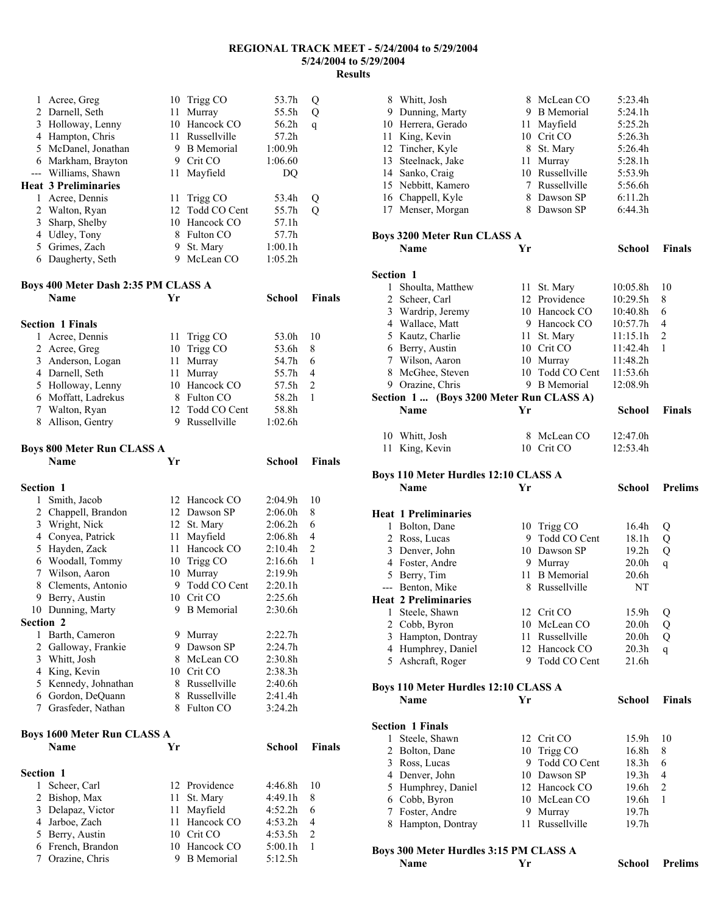# REGIONAL TRACK MEET - 5/24/2004 to 5/29/2004

## 5/24/2004 to 5/29/2004

## Results

| | Name | Yr | School | Prelims | |
|---|---|---|---|---|---|
| 1 | Acree, Greg | 10 | Trigg CO | 53.7h | Q |
| 2 | Darnell, Seth | 11 | Murray | 55.5h | Q |
| 3 | Holloway, Lenny | 10 | Hancock CO | 56.2h | q |
| 4 | Hampton, Chris | 11 | Russellville | 57.2h | |
| 5 | McDanel, Jonathan | 9 | B Memorial | 1:00.9h | |
| 6 | Markham, Brayton | 9 | Crit CO | 1:06.60 | |
| --- | Williams, Shawn | 11 | Mayfield | DQ | |
| **Heat 3 Preliminaries** | | | | | |
| 1 | Acree, Dennis | 11 | Trigg CO | 53.4h | Q |
| 2 | Walton, Ryan | 12 | Todd CO Cent | 55.7h | Q |
| 3 | Sharp, Shelby | 10 | Hancock CO | 57.1h | |
| 4 | Udley, Tony | 8 | Fulton CO | 57.7h | |
| 5 | Grimes, Zach | 9 | St. Mary | 1:00.1h | |
| 6 | Daugherty, Seth | 9 | McLean CO | 1:05.2h | |

### Boys 400 Meter Dash 2:35 PM CLASS A

| | Name | Yr | School | Finals | |
|---|---|---|---|---|---|
| **Section 1 Finals** | | | | | |
| 1 | Acree, Dennis | 11 | Trigg CO | 53.0h | 10 |
| 2 | Acree, Greg | 10 | Trigg CO | 53.6h | 8 |
| 3 | Anderson, Logan | 11 | Murray | 54.7h | 6 |
| 4 | Darnell, Seth | 11 | Murray | 55.7h | 4 |
| 5 | Holloway, Lenny | 10 | Hancock CO | 57.5h | 2 |
| 6 | Moffatt, Ladrekus | 8 | Fulton CO | 58.2h | 1 |
| 7 | Walton, Ryan | 12 | Todd CO Cent | 58.8h | |
| 8 | Allison, Gentry | 9 | Russellville | 1:02.6h | |

### Boys 800 Meter Run CLASS A

| | Name | Yr | School | Finals | |
|---|---|---|---|---|---|
| **Section 1** | | | | | |
| 1 | Smith, Jacob | 12 | Hancock CO | 2:04.9h | 10 |
| 2 | Chappell, Brandon | 12 | Dawson SP | 2:06.0h | 8 |
| 3 | Wright, Nick | 12 | St. Mary | 2:06.2h | 6 |
| 4 | Conyea, Patrick | 11 | Mayfield | 2:06.8h | 4 |
| 5 | Hayden, Zack | 11 | Hancock CO | 2:10.4h | 2 |
| 6 | Woodall, Tommy | 10 | Trigg CO | 2:16.6h | 1 |
| 7 | Wilson, Aaron | 10 | Murray | 2:19.9h | |
| 8 | Clements, Antonio | 9 | Todd CO Cent | 2:20.1h | |
| 9 | Berry, Austin | 10 | Crit CO | 2:25.6h | |
| 10 | Dunning, Marty | 9 | B Memorial | 2:30.6h | |
| **Section 2** | | | | | |
| 1 | Barth, Cameron | 9 | Murray | 2:22.7h | |
| 2 | Galloway, Frankie | 9 | Dawson SP | 2:24.7h | |
| 3 | Whitt, Josh | 8 | McLean CO | 2:30.8h | |
| 4 | King, Kevin | 10 | Crit CO | 2:38.3h | |
| 5 | Kennedy, Johnathan | 8 | Russellville | 2:40.6h | |
| 6 | Gordon, DeQuann | 8 | Russellville | 2:41.4h | |
| 7 | Grasfeder, Nathan | 8 | Fulton CO | 3:24.2h | |

### Boys 1600 Meter Run CLASS A

| | Name | Yr | School | Finals | |
|---|---|---|---|---|---|
| **Section 1** | | | | | |
| 1 | Scheer, Carl | 12 | Providence | 4:46.8h | 10 |
| 2 | Bishop, Max | 11 | St. Mary | 4:49.1h | 8 |
| 3 | Delapaz, Victor | 11 | Mayfield | 4:52.2h | 6 |
| 4 | Jarboe, Zach | 11 | Hancock CO | 4:53.2h | 4 |
| 5 | Berry, Austin | 10 | Crit CO | 4:53.5h | 2 |
| 6 | French, Brandon | 10 | Hancock CO | 5:00.1h | 1 |
| 7 | Orazine, Chris | 9 | B Memorial | 5:12.5h | |
| 8 | Whitt, Josh | 8 | McLean CO | 5:23.4h | |
| 9 | Dunning, Marty | 9 | B Memorial | 5:24.1h | |
| 10 | Herrera, Gerado | 11 | Mayfield | 5:25.2h | |
| 11 | King, Kevin | 10 | Crit CO | 5:26.3h | |
| 12 | Tincher, Kyle | 8 | St. Mary | 5:26.4h | |
| 13 | Steelnack, Jake | 11 | Murray | 5:28.1h | |
| 14 | Sanko, Craig | 10 | Russellville | 5:53.9h | |
| 15 | Nebbitt, Kamero | 7 | Russellville | 5:56.6h | |
| 16 | Chappell, Kyle | 8 | Dawson SP | 6:11.2h | |
| 17 | Menser, Morgan | 8 | Dawson SP | 6:44.3h | |

### Boys 3200 Meter Run CLASS A

| | Name | Yr | School | Finals | |
|---|---|---|---|---|---|
| **Section 1** | | | | | |
| 1 | Shoulta, Matthew | 11 | St. Mary | 10:05.8h | 10 |
| 2 | Scheer, Carl | 12 | Providence | 10:29.5h | 8 |
| 3 | Wardrip, Jeremy | 10 | Hancock CO | 10:40.8h | 6 |
| 4 | Wallace, Matt | 9 | Hancock CO | 10:57.7h | 4 |
| 5 | Kautz, Charlie | 11 | St. Mary | 11:15.1h | 2 |
| 6 | Berry, Austin | 10 | Crit CO | 11:42.4h | 1 |
| 7 | Wilson, Aaron | 10 | Murray | 11:48.2h | |
| 8 | McGhee, Steven | 10 | Todd CO Cent | 11:53.6h | |
| 9 | Orazine, Chris | 9 | B Memorial | 12:08.9h | |
| **Section 1 ... (Boys 3200 Meter Run CLASS A)** | | | | | |
| 10 | Whitt, Josh | 8 | McLean CO | 12:47.0h | |
| 11 | King, Kevin | 10 | Crit CO | 12:53.4h | |

### Boys 110 Meter Hurdles 12:10 CLASS A

| | Name | Yr | School | Prelims | |
|---|---|---|---|---|---|
| **Heat 1 Preliminaries** | | | | | |
| 1 | Bolton, Dane | 10 | Trigg CO | 16.4h | Q |
| 2 | Ross, Lucas | 9 | Todd CO Cent | 18.1h | Q |
| 3 | Denver, John | 10 | Dawson SP | 19.2h | Q |
| 4 | Foster, Andre | 9 | Murray | 20.0h | q |
| 5 | Berry, Tim | 11 | B Memorial | 20.6h | |
| --- | Benton, Mike | 8 | Russellville | NT | |
| **Heat 2 Preliminaries** | | | | | |
| 1 | Steele, Shawn | 12 | Crit CO | 15.9h | Q |
| 2 | Cobb, Byron | 10 | McLean CO | 20.0h | Q |
| 3 | Hampton, Dontray | 11 | Russellville | 20.0h | Q |
| 4 | Humphrey, Daniel | 12 | Hancock CO | 20.3h | q |
| 5 | Ashcraft, Roger | 9 | Todd CO Cent | 21.6h | |

### Boys 110 Meter Hurdles 12:10 CLASS A

| | Name | Yr | School | Finals | |
|---|---|---|---|---|---|
| **Section 1 Finals** | | | | | |
| 1 | Steele, Shawn | 12 | Crit CO | 15.9h | 10 |
| 2 | Bolton, Dane | 10 | Trigg CO | 16.8h | 8 |
| 3 | Ross, Lucas | 9 | Todd CO Cent | 18.3h | 6 |
| 4 | Denver, John | 10 | Dawson SP | 19.3h | 4 |
| 5 | Humphrey, Daniel | 12 | Hancock CO | 19.6h | 2 |
| 6 | Cobb, Byron | 10 | McLean CO | 19.6h | 1 |
| 7 | Foster, Andre | 9 | Murray | 19.7h | |
| 8 | Hampton, Dontray | 11 | Russellville | 19.7h | |

### Boys 300 Meter Hurdles 3:15 PM CLASS A

| | Name | Yr | School | Prelims |
|---|---|---|---|---|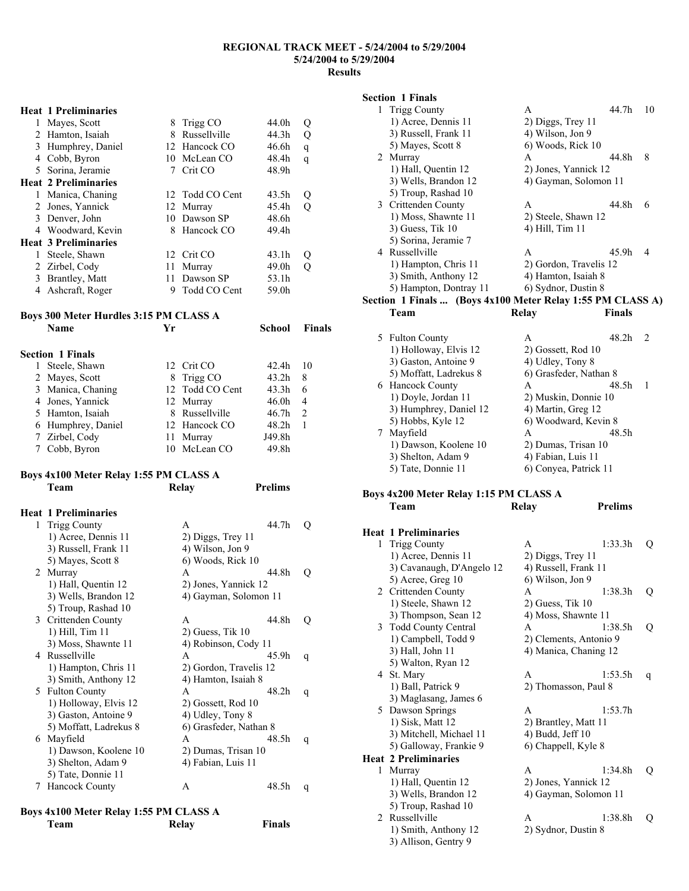**REGIONAL TRACK MEET - 5/24/2004 to 5/29/2004**
**5/24/2004 to 5/29/2004**
**Results**

**Heat 1 Preliminaries**

| | Name | Yr | School | Time | |
|---|---|---|---|---|---|
| 1 | Mayes, Scott | 8 | Trigg CO | 44.0h | Q |
| 2 | Hamton, Isaiah | 8 | Russellville | 44.3h | Q |
| 3 | Humphrey, Daniel | 12 | Hancock CO | 46.6h | q |
| 4 | Cobb, Byron | 10 | McLean CO | 48.4h | q |
| 5 | Sorina, Jeramie | 7 | Crit CO | 48.9h | |

**Heat 2 Preliminaries**

| | Name | Yr | School | Time | |
|---|---|---|---|---|---|
| 1 | Manica, Chaning | 12 | Todd CO Cent | 43.5h | Q |
| 2 | Jones, Yannick | 12 | Murray | 45.4h | Q |
| 3 | Denver, John | 10 | Dawson SP | 48.6h | |
| 4 | Woodward, Kevin | 8 | Hancock CO | 49.4h | |

**Heat 3 Preliminaries**

| | Name | Yr | School | Time | |
|---|---|---|---|---|---|
| 1 | Steele, Shawn | 12 | Crit CO | 43.1h | Q |
| 2 | Zirbel, Cody | 11 | Murray | 49.0h | Q |
| 3 | Brantley, Matt | 11 | Dawson SP | 53.1h | |
| 4 | Ashcraft, Roger | 9 | Todd CO Cent | 59.0h | |

## Boys 300 Meter Hurdles 3:15 PM CLASS A

**Section 1 Finals**

| | Name | Yr | School | Finals | Points |
|---|---|---|---|---|---|
| 1 | Steele, Shawn | 12 | Crit CO | 42.4h | 10 |
| 2 | Mayes, Scott | 8 | Trigg CO | 43.2h | 8 |
| 3 | Manica, Chaning | 12 | Todd CO Cent | 43.3h | 6 |
| 4 | Jones, Yannick | 12 | Murray | 46.0h | 4 |
| 5 | Hamton, Isaiah | 8 | Russellville | 46.7h | 2 |
| 6 | Humphrey, Daniel | 12 | Hancock CO | 48.2h | 1 |
| 7 | Zirbel, Cody | 11 | Murray | J49.8h | |
| 7 | Cobb, Byron | 10 | McLean CO | 49.8h | |

## Boys 4x100 Meter Relay 1:55 PM CLASS A

**Heat 1 Preliminaries**

| | Team | Relay | Prelims | |
|---|---|---|---|---|
| 1 | Trigg County | A | 44.7h | Q |
| | 1) Acree, Dennis 11 | 2) Diggs, Trey 11 | | |
| | 3) Russell, Frank 11 | 4) Wilson, Jon 9 | | |
| | 5) Mayes, Scott 8 | 6) Woods, Rick 10 | | |
| 2 | Murray | A | 44.8h | Q |
| | 1) Hall, Quentin 12 | 2) Jones, Yannick 12 | | |
| | 3) Wells, Brandon 12 | 4) Gayman, Solomon 11 | | |
| | 5) Troup, Rashad 10 | | | |
| 3 | Crittenden County | A | 44.8h | Q |
| | 1) Hill, Tim 11 | 2) Guess, Tik 10 | | |
| | 3) Moss, Shawnte 11 | 4) Robinson, Cody 11 | | |
| 4 | Russellville | A | 45.9h | q |
| | 1) Hampton, Chris 11 | 2) Gordon, Travelis 12 | | |
| | 3) Smith, Anthony 12 | 4) Hamton, Isaiah 8 | | |
| 5 | Fulton County | A | 48.2h | q |
| | 1) Holloway, Elvis 12 | 2) Gossett, Rod 10 | | |
| | 3) Gaston, Antoine 9 | 4) Udley, Tony 8 | | |
| | 5) Moffatt, Ladrekus 8 | 6) Grasfeder, Nathan 8 | | |
| 6 | Mayfield | A | 48.5h | q |
| | 1) Dawson, Koolene 10 | 2) Dumas, Trisan 10 | | |
| | 3) Shelton, Adam 9 | 4) Fabian, Luis 11 | | |
| | 5) Tate, Donnie 11 | | | |
| 7 | Hancock County | A | 48.5h | q |

## Boys 4x100 Meter Relay 1:55 PM CLASS A

**Section 1 Finals**

| | Team | Relay | Finals | Points |
|---|---|---|---|---|
| 1 | Trigg County | A | 44.7h | 10 |
| | 1) Acree, Dennis 11 | 2) Diggs, Trey 11 | | |
| | 3) Russell, Frank 11 | 4) Wilson, Jon 9 | | |
| | 5) Mayes, Scott 8 | 6) Woods, Rick 10 | | |
| 2 | Murray | A | 44.8h | 8 |
| | 1) Hall, Quentin 12 | 2) Jones, Yannick 12 | | |
| | 3) Wells, Brandon 12 | 4) Gayman, Solomon 11 | | |
| | 5) Troup, Rashad 10 | | | |
| 3 | Crittenden County | A | 44.8h | 6 |
| | 1) Moss, Shawnte 11 | 2) Steele, Shawn 12 | | |
| | 3) Guess, Tik 10 | 4) Hill, Tim 11 | | |
| | 5) Sorina, Jeramie 7 | | | |
| 4 | Russellville | A | 45.9h | 4 |
| | 1) Hampton, Chris 11 | 2) Gordon, Travelis 12 | | |
| | 3) Smith, Anthony 12 | 4) Hamton, Isaiah 8 | | |
| | 5) Hampton, Dontray 11 | 6) Sydnor, Dustin 8 | | |
| 5 | Fulton County | A | 48.2h | 2 |
| | 1) Holloway, Elvis 12 | 2) Gossett, Rod 10 | | |
| | 3) Gaston, Antoine 9 | 4) Udley, Tony 8 | | |
| | 5) Moffatt, Ladrekus 8 | 6) Grasfeder, Nathan 8 | | |
| 6 | Hancock County | A | 48.5h | 1 |
| | 1) Doyle, Jordan 11 | 2) Muskin, Donnie 10 | | |
| | 3) Humphrey, Daniel 12 | 4) Martin, Greg 12 | | |
| | 5) Hobbs, Kyle 12 | 6) Woodward, Kevin 8 | | |
| 7 | Mayfield | A | 48.5h | |
| | 1) Dawson, Koolene 10 | 2) Dumas, Trisan 10 | | |
| | 3) Shelton, Adam 9 | 4) Fabian, Luis 11 | | |
| | 5) Tate, Donnie 11 | 6) Conyea, Patrick 11 | | |

## Boys 4x200 Meter Relay 1:15 PM CLASS A

**Heat 1 Preliminaries**

| | Team | Relay | Prelims | |
|---|---|---|---|---|
| 1 | Trigg County | A | 1:33.3h | Q |
| | 1) Acree, Dennis 11 | 2) Diggs, Trey 11 | | |
| | 3) Cavanaugh, D'Angelo 12 | 4) Russell, Frank 11 | | |
| | 5) Acree, Greg 10 | 6) Wilson, Jon 9 | | |
| 2 | Crittenden County | A | 1:38.3h | Q |
| | 1) Steele, Shawn 12 | 2) Guess, Tik 10 | | |
| | 3) Thompson, Sean 12 | 4) Moss, Shawnte 11 | | |
| 3 | Todd County Central | A | 1:38.5h | Q |
| | 1) Campbell, Todd 9 | 2) Clements, Antonio 9 | | |
| | 3) Hall, John 11 | 4) Manica, Chaning 12 | | |
| | 5) Walton, Ryan 12 | | | |
| 4 | St. Mary | A | 1:53.5h | q |
| | 1) Ball, Patrick 9 | 2) Thomasson, Paul 8 | | |
| | 3) Maglasang, James 6 | | | |
| 5 | Dawson Springs | A | 1:53.7h | |
| | 1) Sisk, Matt 12 | 2) Brantley, Matt 11 | | |
| | 3) Mitchell, Michael 11 | 4) Budd, Jeff 10 | | |
| | 5) Galloway, Frankie 9 | 6) Chappell, Kyle 8 | | |

**Heat 2 Preliminaries**

| | Team | Relay | Prelims | |
|---|---|---|---|---|
| 1 | Murray | A | 1:34.8h | Q |
| | 1) Hall, Quentin 12 | 2) Jones, Yannick 12 | | |
| | 3) Wells, Brandon 12 | 4) Gayman, Solomon 11 | | |
| | 5) Troup, Rashad 10 | | | |
| 2 | Russellville | A | 1:38.8h | Q |
| | 1) Smith, Anthony 12 | 2) Sydnor, Dustin 8 | | |
| | 3) Allison, Gentry 9 | | | |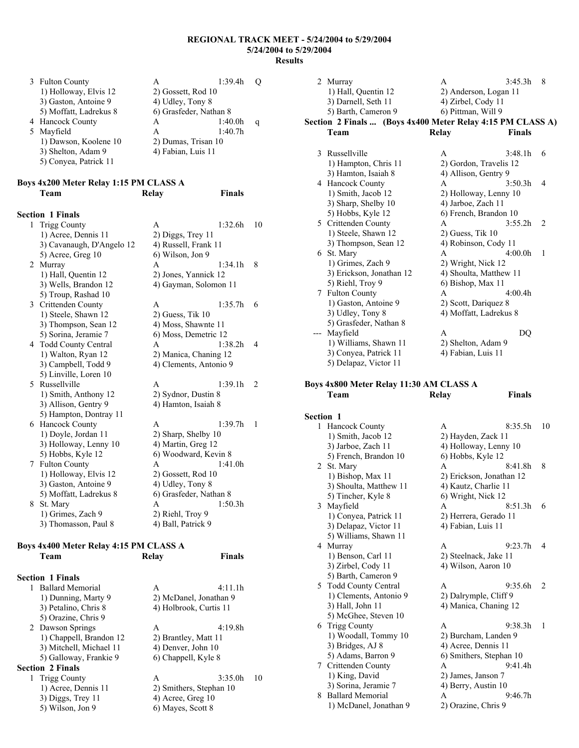**REGIONAL TRACK MEET - 5/24/2004 to 5/29/2004**
**5/24/2004 to 5/29/2004**
**Results**

```
  3 Fulton County                   A                  1:39.4h   Q
     1) Holloway, Elvis 12          2) Gossett, Rod 10
     3) Gaston, Antoine 9           4) Udley, Tony 8
     5) Moffatt, Ladrekus 8         6) Grasfeder, Nathan 8
  4 Hancock County                  A                  1:40.0h   q
  5 Mayfield                        A                  1:40.7h
     1) Dawson, Koolene 10          2) Dumas, Trisan 10
     3) Shelton, Adam 9             4) Fabian, Luis 11
     5) Conyea, Patrick 11
```

### Boys 4x200 Meter Relay 1:15 PM CLASS A

```
    Team                            Relay              Finals

Section  1 Finals
  1 Trigg County                    A                  1:32.6h   10
     1) Acree, Dennis 11            2) Diggs, Trey 11
     3) Cavanaugh, D'Angelo 12      4) Russell, Frank 11
     5) Acree, Greg 10              6) Wilson, Jon 9
  2 Murray                          A                  1:34.1h   8
     1) Hall, Quentin 12            2) Jones, Yannick 12
     3) Wells, Brandon 12           4) Gayman, Solomon 11
     5) Troup, Rashad 10
  3 Crittenden County               A                  1:35.7h   6
     1) Steele, Shawn 12            2) Guess, Tik 10
     3) Thompson, Sean 12           4) Moss, Shawnte 11
     5) Sorina, Jeramie 7           6) Moss, Demetric 12
  4 Todd County Central             A                  1:38.2h   4
     1) Walton, Ryan 12             2) Manica, Chaning 12
     3) Campbell, Todd 9            4) Clements, Antonio 9
     5) Linville, Loren 10
  5 Russellville                    A                  1:39.1h   2
     1) Smith, Anthony 12           2) Sydnor, Dustin 8
     3) Allison, Gentry 9           4) Hamton, Isaiah 8
     5) Hampton, Dontray 11
  6 Hancock County                  A                  1:39.7h   1
     1) Doyle, Jordan 11            2) Sharp, Shelby 10
     3) Holloway, Lenny 10          4) Martin, Greg 12
     5) Hobbs, Kyle 12              6) Woodward, Kevin 8
  7 Fulton County                   A                  1:41.0h
     1) Holloway, Elvis 12          2) Gossett, Rod 10
     3) Gaston, Antoine 9           4) Udley, Tony 8
     5) Moffatt, Ladrekus 8         6) Grasfeder, Nathan 8
  8 St. Mary                        A                  1:50.3h
     1) Grimes, Zach 9              2) Riehl, Troy 9
     3) Thomasson, Paul 8           4) Ball, Patrick 9
```

### Boys 4x400 Meter Relay 4:15 PM CLASS A

```
    Team                            Relay              Finals

Section  1 Finals
  1 Ballard Memorial                A                  4:11.1h
     1) Dunning, Marty 9            2) McDanel, Jonathan 9
     3) Petalino, Chris 8           4) Holbrook, Curtis 11
     5) Orazine, Chris 9
  2 Dawson Springs                  A                  4:19.8h
     1) Chappell, Brandon 12        2) Brantley, Matt 11
     3) Mitchell, Michael 11        4) Denver, John 10
     5) Galloway, Frankie 9         6) Chappell, Kyle 8
Section  2 Finals
  1 Trigg County                    A                  3:35.0h   10
     1) Acree, Dennis 11            2) Smithers, Stephan 10
     3) Diggs, Trey 11              4) Acree, Greg 10
     5) Wilson, Jon 9               6) Mayes, Scott 8
  2 Murray                          A                  3:45.3h   8
     1) Hall, Quentin 12            2) Anderson, Logan 11
     3) Darnell, Seth 11            4) Zirbel, Cody 11
     5) Barth, Cameron 9            6) Pittman, Will 9
Section  2 Finals ...  (Boys 4x400 Meter Relay 4:15 PM CLASS A)
    Team                            Relay              Finals

  3 Russellville                    A                  3:48.1h   6
     1) Hampton, Chris 11           2) Gordon, Travelis 12
     3) Hamton, Isaiah 8            4) Allison, Gentry 9
  4 Hancock County                  A                  3:50.3h   4
     1) Smith, Jacob 12             2) Holloway, Lenny 10
     3) Sharp, Shelby 10            4) Jarboe, Zach 11
     5) Hobbs, Kyle 12              6) French, Brandon 10
  5 Crittenden County               A                  3:55.2h   2
     1) Steele, Shawn 12            2) Guess, Tik 10
     3) Thompson, Sean 12           4) Robinson, Cody 11
  6 St. Mary                        A                  4:00.0h   1
     1) Grimes, Zach 9              2) Wright, Nick 12
     3) Erickson, Jonathan 12       4) Shoulta, Matthew 11
     5) Riehl, Troy 9               6) Bishop, Max 11
  7 Fulton County                   A                  4:00.4h
     1) Gaston, Antoine 9           2) Scott, Dariquez 8
     3) Udley, Tony 8               4) Moffatt, Ladrekus 8
     5) Grasfeder, Nathan 8
 --- Mayfield                       A                  DQ
     1) Williams, Shawn 11          2) Shelton, Adam 9
     3) Conyea, Patrick 11          4) Fabian, Luis 11
     5) Delapaz, Victor 11
```

### Boys 4x800 Meter Relay 11:30 AM CLASS A

```
    Team                            Relay              Finals

Section  1
  1 Hancock County                  A                  8:35.5h   10
     1) Smith, Jacob 12             2) Hayden, Zack 11
     3) Jarboe, Zach 11             4) Holloway, Lenny 10
     5) French, Brandon 10          6) Hobbs, Kyle 12
  2 St. Mary                        A                  8:41.8h   8
     1) Bishop, Max 11              2) Erickson, Jonathan 12
     3) Shoulta, Matthew 11         4) Kautz, Charlie 11
     5) Tincher, Kyle 8             6) Wright, Nick 12
  3 Mayfield                        A                  8:51.3h   6
     1) Conyea, Patrick 11          2) Herrera, Gerado 11
     3) Delapaz, Victor 11          4) Fabian, Luis 11
     5) Williams, Shawn 11
  4 Murray                          A                  9:23.7h   4
     1) Benson, Carl 11             2) Steelnack, Jake 11
     3) Zirbel, Cody 11             4) Wilson, Aaron 10
     5) Barth, Cameron 9
  5 Todd County Central             A                  9:35.6h   2
     1) Clements, Antonio 9         2) Dalrymple, Cliff 9
     3) Hall, John 11               4) Manica, Chaning 12
     5) McGhee, Steven 10
  6 Trigg County                    A                  9:38.3h   1
     1) Woodall, Tommy 10           2) Burcham, Landen 9
     3) Bridges, AJ 8               4) Acree, Dennis 11
     5) Adams, Barron 9             6) Smithers, Stephan 10
  7 Crittenden County               A                  9:41.4h
     1) King, David                 2) James, Janson 7
     3) Sorina, Jeramie 7           4) Berry, Austin 10
  8 Ballard Memorial                A                  9:46.7h
     1) McDanel, Jonathan 9         2) Orazine, Chris 9
```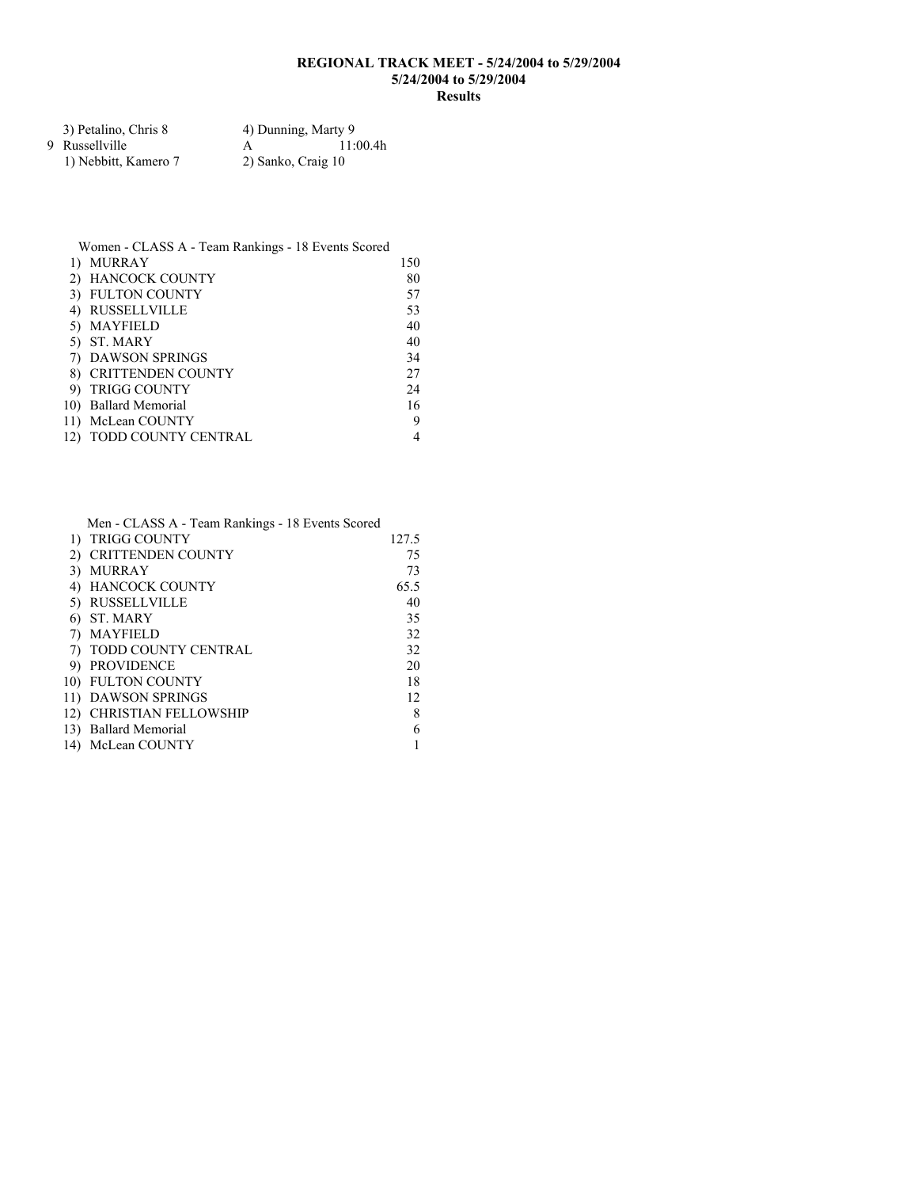3) Petalino, Chris 8    4) Dunning, Marty 9

9 Russellville    A    11:00.4h

1) Nebbitt, Kamero 7    2) Sanko, Craig 10

Women - CLASS A - Team Rankings - 18 Events Scored

| | | |
|---|---|---|
| 1) | MURRAY | 150 |
| 2) | HANCOCK COUNTY | 80 |
| 3) | FULTON COUNTY | 57 |
| 4) | RUSSELLVILLE | 53 |
| 5) | MAYFIELD | 40 |
| 5) | ST. MARY | 40 |
| 7) | DAWSON SPRINGS | 34 |
| 8) | CRITTENDEN COUNTY | 27 |
| 9) | TRIGG COUNTY | 24 |
| 10) | Ballard Memorial | 16 |
| 11) | McLean COUNTY | 9 |
| 12) | TODD COUNTY CENTRAL | 4 |

Men - CLASS A - Team Rankings - 18 Events Scored

| | | |
|---|---|---|
| 1) | TRIGG COUNTY | 127.5 |
| 2) | CRITTENDEN COUNTY | 75 |
| 3) | MURRAY | 73 |
| 4) | HANCOCK COUNTY | 65.5 |
| 5) | RUSSELLVILLE | 40 |
| 6) | ST. MARY | 35 |
| 7) | MAYFIELD | 32 |
| 7) | TODD COUNTY CENTRAL | 32 |
| 9) | PROVIDENCE | 20 |
| 10) | FULTON COUNTY | 18 |
| 11) | DAWSON SPRINGS | 12 |
| 12) | CHRISTIAN FELLOWSHIP | 8 |
| 13) | Ballard Memorial | 6 |
| 14) | McLean COUNTY | 1 |